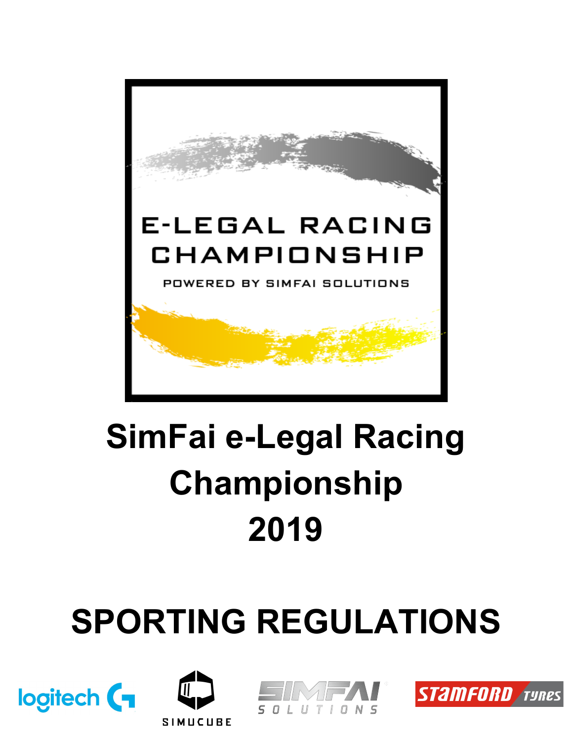E-LEGAL RACING CHAMPIONSHIP

POWERED BY SIMFAI SOLUTIONS

# SimFai e-Legal Racing Championship 2019

# SPORTING REGULATIONS

logitech

SIMUCUBE

SIMFAI SOLUTIONS

STAMFORD TYRES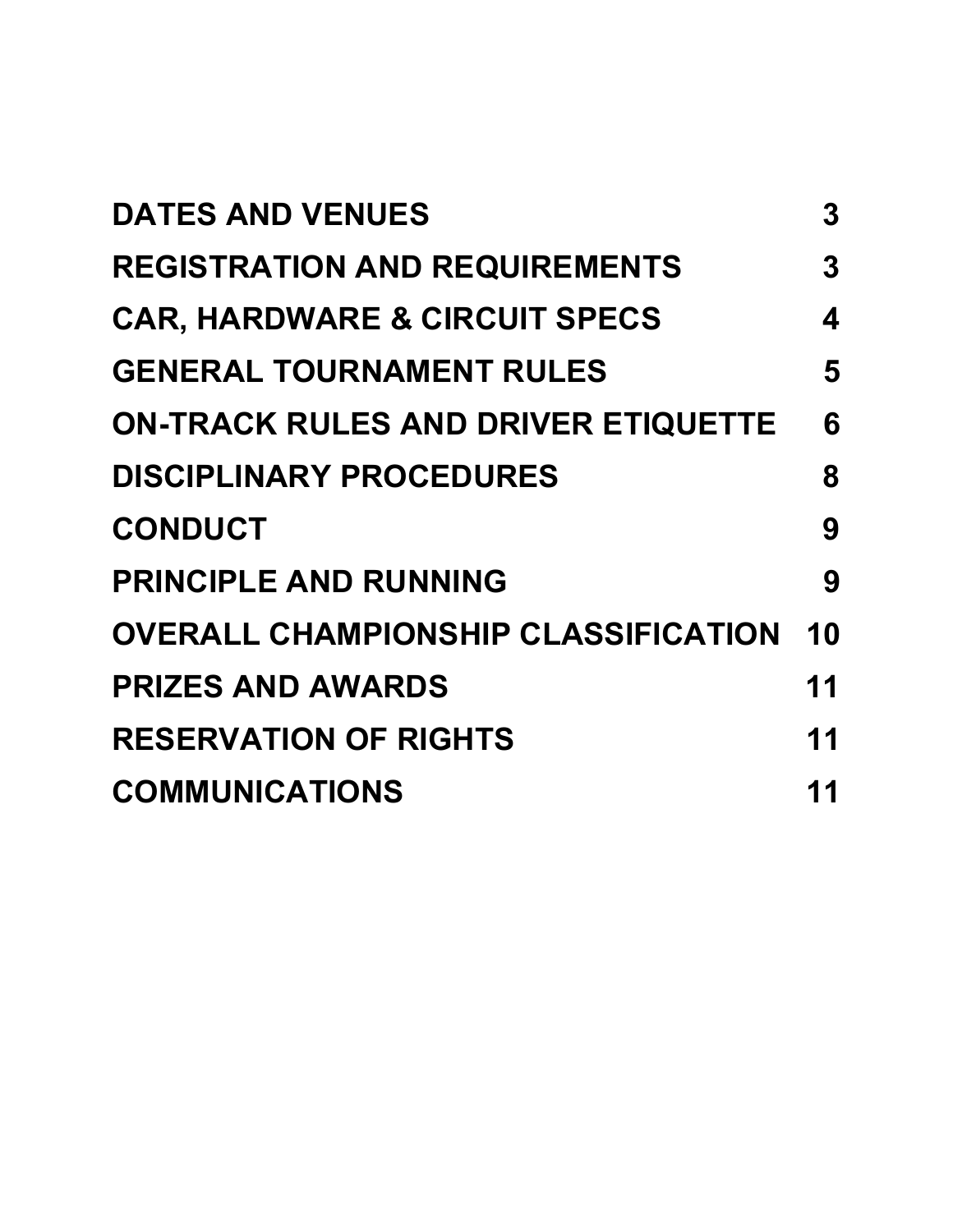| | |
|---|---|
| **DATES AND VENUES** | **3** |
| **REGISTRATION AND REQUIREMENTS** | **3** |
| **CAR, HARDWARE & CIRCUIT SPECS** | **4** |
| **GENERAL TOURNAMENT RULES** | **5** |
| **ON-TRACK RULES AND DRIVER ETIQUETTE** | **6** |
| **DISCIPLINARY PROCEDURES** | **8** |
| **CONDUCT** | **9** |
| **PRINCIPLE AND RUNNING** | **9** |
| **OVERALL CHAMPIONSHIP CLASSIFICATION** | **10** |
| **PRIZES AND AWARDS** | **11** |
| **RESERVATION OF RIGHTS** | **11** |
| **COMMUNICATIONS** | **11** |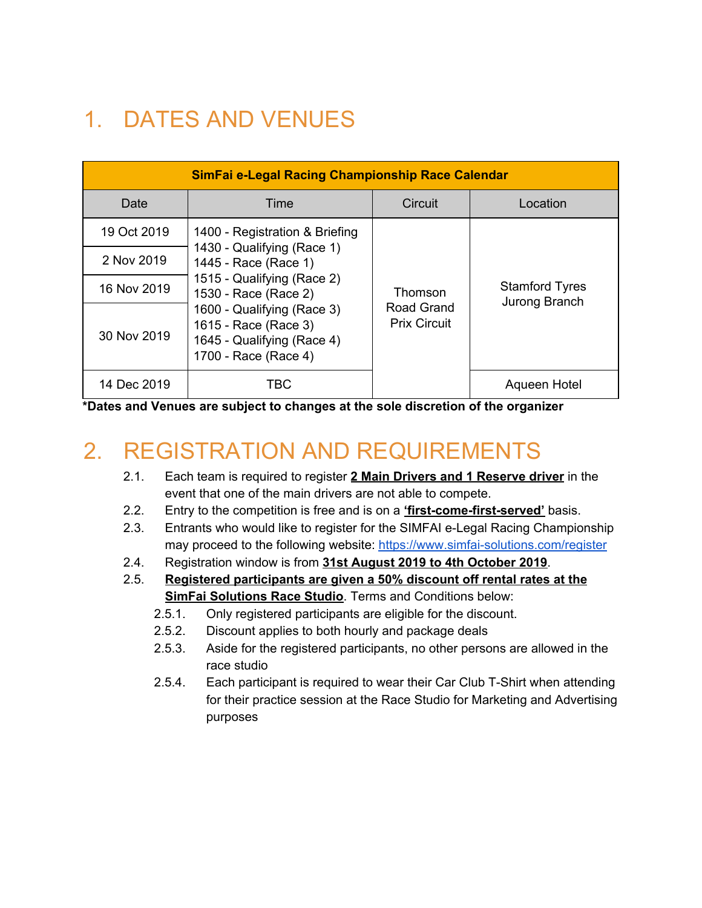# 1. DATES AND VENUES

| SimFai e-Legal Racing Championship Race Calendar | | | |
|---|---|---|---|
| Date | Time | Circuit | Location |
| 19 Oct 2019 | 1400 - Registration & Briefing<br>1430 - Qualifying (Race 1)<br>1445 - Race (Race 1)<br>1515 - Qualifying (Race 2)<br>1530 - Race (Race 2)<br>1600 - Qualifying (Race 3)<br>1615 - Race (Race 3)<br>1645 - Qualifying (Race 4)<br>1700 - Race (Race 4) | Thomson Road Grand Prix Circuit | Stamford Tyres Jurong Branch |
| 2 Nov 2019 | | | |
| 16 Nov 2019 | | | |
| 30 Nov 2019 | | | |
| 14 Dec 2019 | TBC | | Aqueen Hotel |

**\*Dates and Venues are subject to changes at the sole discretion of the organizer**

# 2. REGISTRATION AND REQUIREMENTS

2.1. Each team is required to register **2 Main Drivers and 1 Reserve driver** in the event that one of the main drivers are not able to compete.

2.2. Entry to the competition is free and is on a **'first-come-first-served'** basis.

2.3. Entrants who would like to register for the SIMFAI e-Legal Racing Championship may proceed to the following website: [https://www.simfai-solutions.com/register](https://www.simfai-solutions.com/register)

2.4. Registration window is from **31st August 2019 to 4th October 2019**.

2.5. **Registered participants are given a 50% discount off rental rates at the SimFai Solutions Race Studio**. Terms and Conditions below:

- 2.5.1. Only registered participants are eligible for the discount.
- 2.5.2. Discount applies to both hourly and package deals
- 2.5.3. Aside for the registered participants, no other persons are allowed in the race studio
- 2.5.4. Each participant is required to wear their Car Club T-Shirt when attending for their practice session at the Race Studio for Marketing and Advertising purposes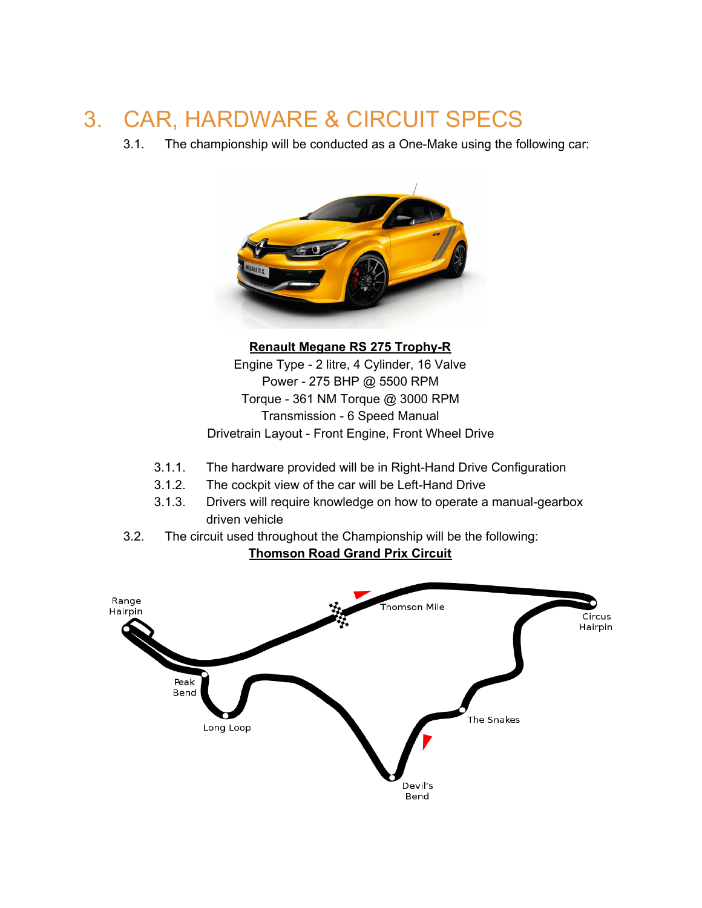# 3. CAR, HARDWARE & CIRCUIT SPECS

3.1. The championship will be conducted as a One-Make using the following car:

**Renault Megane RS 275 Trophy-R**
Engine Type - 2 litre, 4 Cylinder, 16 Valve
Power - 275 BHP @ 5500 RPM
Torque - 361 NM Torque @ 3000 RPM
Transmission - 6 Speed Manual
Drivetrain Layout - Front Engine, Front Wheel Drive

3.1.1. The hardware provided will be in Right-Hand Drive Configuration

3.1.2. The cockpit view of the car will be Left-Hand Drive

3.1.3. Drivers will require knowledge on how to operate a manual-gearbox driven vehicle

3.2. The circuit used throughout the Championship will be the following:

**Thomson Road Grand Prix Circuit**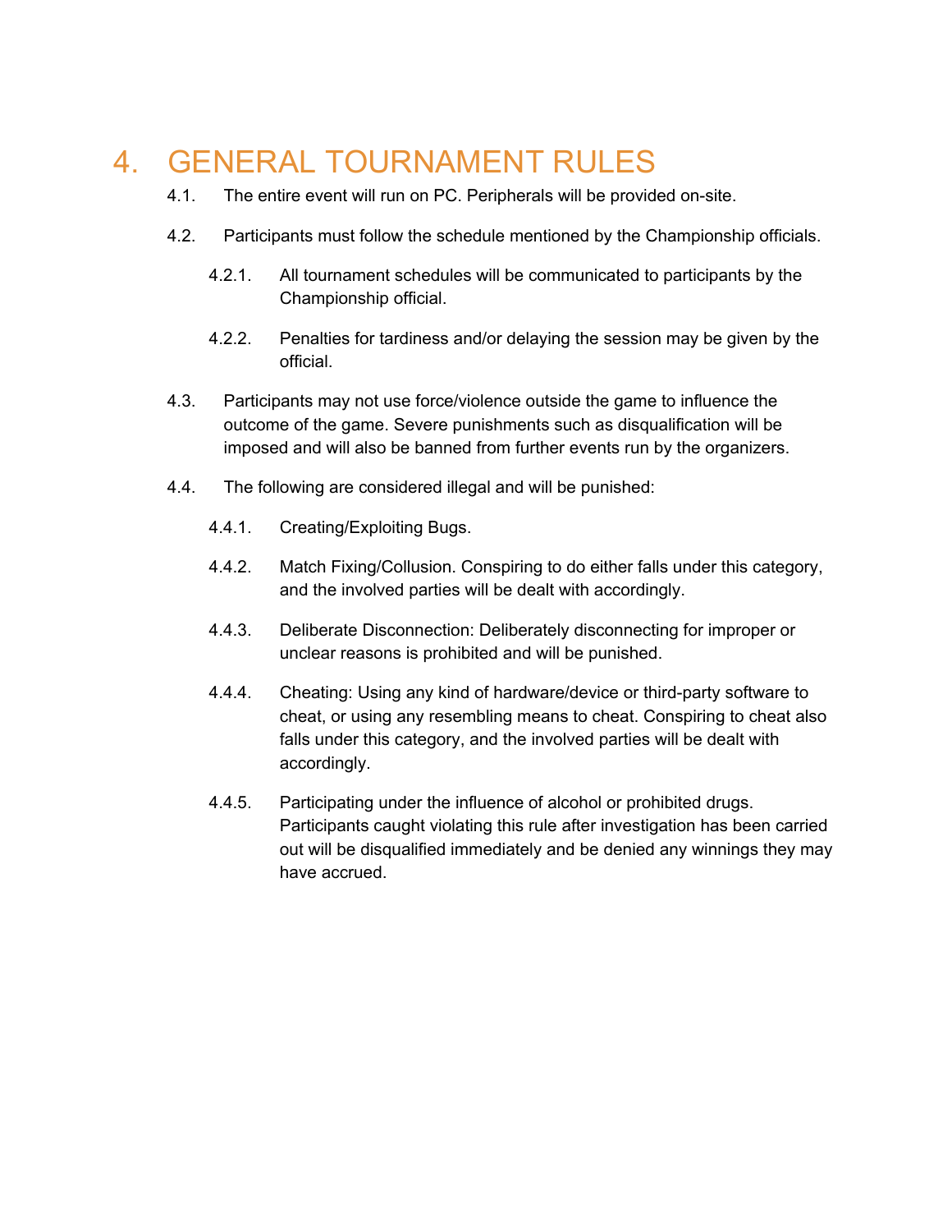# 4. GENERAL TOURNAMENT RULES

4.1. The entire event will run on PC. Peripherals will be provided on-site.

4.2. Participants must follow the schedule mentioned by the Championship officials.

4.2.1. All tournament schedules will be communicated to participants by the Championship official.

4.2.2. Penalties for tardiness and/or delaying the session may be given by the official.

4.3. Participants may not use force/violence outside the game to influence the outcome of the game. Severe punishments such as disqualification will be imposed and will also be banned from further events run by the organizers.

4.4. The following are considered illegal and will be punished:

4.4.1. Creating/Exploiting Bugs.

4.4.2. Match Fixing/Collusion. Conspiring to do either falls under this category, and the involved parties will be dealt with accordingly.

4.4.3. Deliberate Disconnection: Deliberately disconnecting for improper or unclear reasons is prohibited and will be punished.

4.4.4. Cheating: Using any kind of hardware/device or third-party software to cheat, or using any resembling means to cheat. Conspiring to cheat also falls under this category, and the involved parties will be dealt with accordingly.

4.4.5. Participating under the influence of alcohol or prohibited drugs. Participants caught violating this rule after investigation has been carried out will be disqualified immediately and be denied any winnings they may have accrued.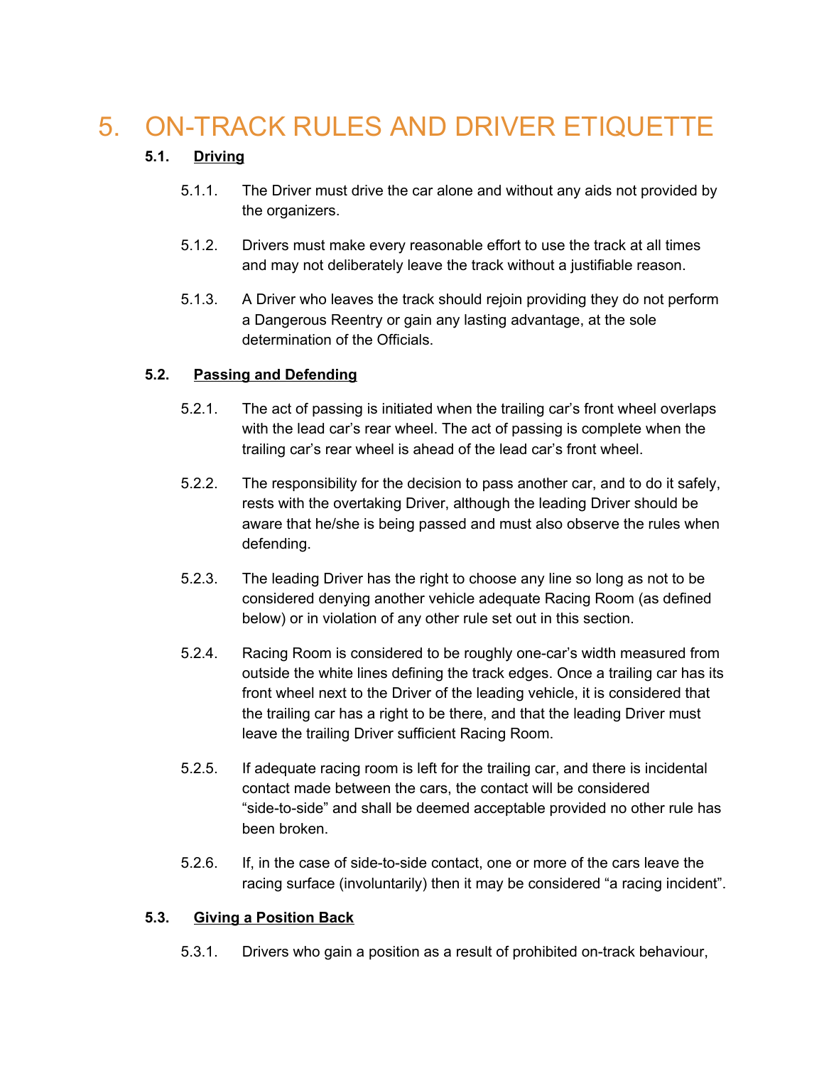# 5. ON-TRACK RULES AND DRIVER ETIQUETTE

## 5.1. Driving

5.1.1. The Driver must drive the car alone and without any aids not provided by the organizers.

5.1.2. Drivers must make every reasonable effort to use the track at all times and may not deliberately leave the track without a justifiable reason.

5.1.3. A Driver who leaves the track should rejoin providing they do not perform a Dangerous Reentry or gain any lasting advantage, at the sole determination of the Officials.

## 5.2. Passing and Defending

5.2.1. The act of passing is initiated when the trailing car's front wheel overlaps with the lead car's rear wheel. The act of passing is complete when the trailing car's rear wheel is ahead of the lead car's front wheel.

5.2.2. The responsibility for the decision to pass another car, and to do it safely, rests with the overtaking Driver, although the leading Driver should be aware that he/she is being passed and must also observe the rules when defending.

5.2.3. The leading Driver has the right to choose any line so long as not to be considered denying another vehicle adequate Racing Room (as defined below) or in violation of any other rule set out in this section.

5.2.4. Racing Room is considered to be roughly one-car's width measured from outside the white lines defining the track edges. Once a trailing car has its front wheel next to the Driver of the leading vehicle, it is considered that the trailing car has a right to be there, and that the leading Driver must leave the trailing Driver sufficient Racing Room.

5.2.5. If adequate racing room is left for the trailing car, and there is incidental contact made between the cars, the contact will be considered "side-to-side" and shall be deemed acceptable provided no other rule has been broken.

5.2.6. If, in the case of side-to-side contact, one or more of the cars leave the racing surface (involuntarily) then it may be considered "a racing incident".

## 5.3. Giving a Position Back

5.3.1. Drivers who gain a position as a result of prohibited on-track behaviour,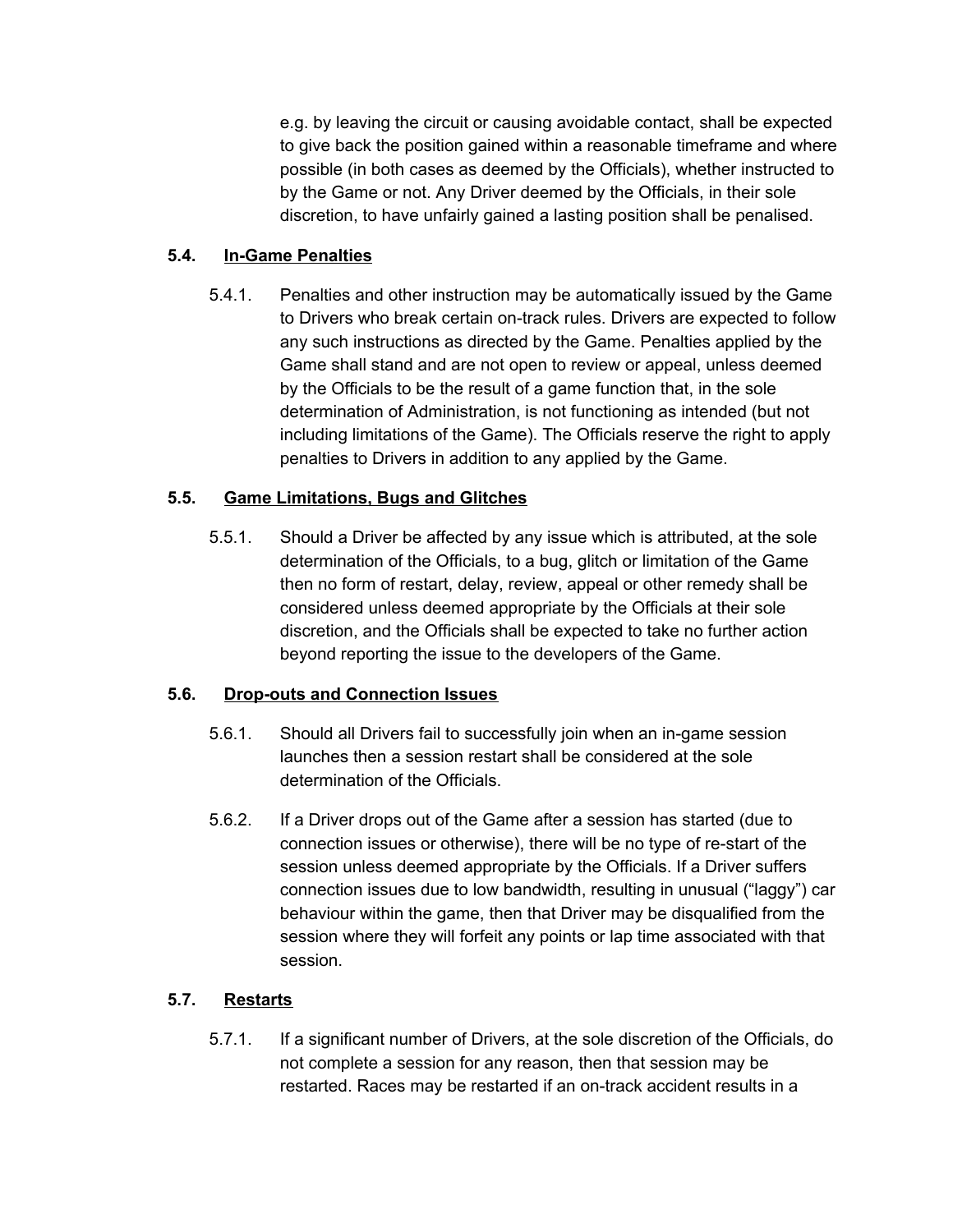e.g. by leaving the circuit or causing avoidable contact, shall be expected to give back the position gained within a reasonable timeframe and where possible (in both cases as deemed by the Officials), whether instructed to by the Game or not. Any Driver deemed by the Officials, in their sole discretion, to have unfairly gained a lasting position shall be penalised.

### 5.4. <u>In-Game Penalties</u>

5.4.1. Penalties and other instruction may be automatically issued by the Game to Drivers who break certain on-track rules. Drivers are expected to follow any such instructions as directed by the Game. Penalties applied by the Game shall stand and are not open to review or appeal, unless deemed by the Officials to be the result of a game function that, in the sole determination of Administration, is not functioning as intended (but not including limitations of the Game). The Officials reserve the right to apply penalties to Drivers in addition to any applied by the Game.

### 5.5. <u>Game Limitations, Bugs and Glitches</u>

5.5.1. Should a Driver be affected by any issue which is attributed, at the sole determination of the Officials, to a bug, glitch or limitation of the Game then no form of restart, delay, review, appeal or other remedy shall be considered unless deemed appropriate by the Officials at their sole discretion, and the Officials shall be expected to take no further action beyond reporting the issue to the developers of the Game.

### 5.6. <u>Drop-outs and Connection Issues</u>

5.6.1. Should all Drivers fail to successfully join when an in-game session launches then a session restart shall be considered at the sole determination of the Officials.

5.6.2. If a Driver drops out of the Game after a session has started (due to connection issues or otherwise), there will be no type of re-start of the session unless deemed appropriate by the Officials. If a Driver suffers connection issues due to low bandwidth, resulting in unusual ("laggy") car behaviour within the game, then that Driver may be disqualified from the session where they will forfeit any points or lap time associated with that session.

### 5.7. <u>Restarts</u>

5.7.1. If a significant number of Drivers, at the sole discretion of the Officials, do not complete a session for any reason, then that session may be restarted. Races may be restarted if an on-track accident results in a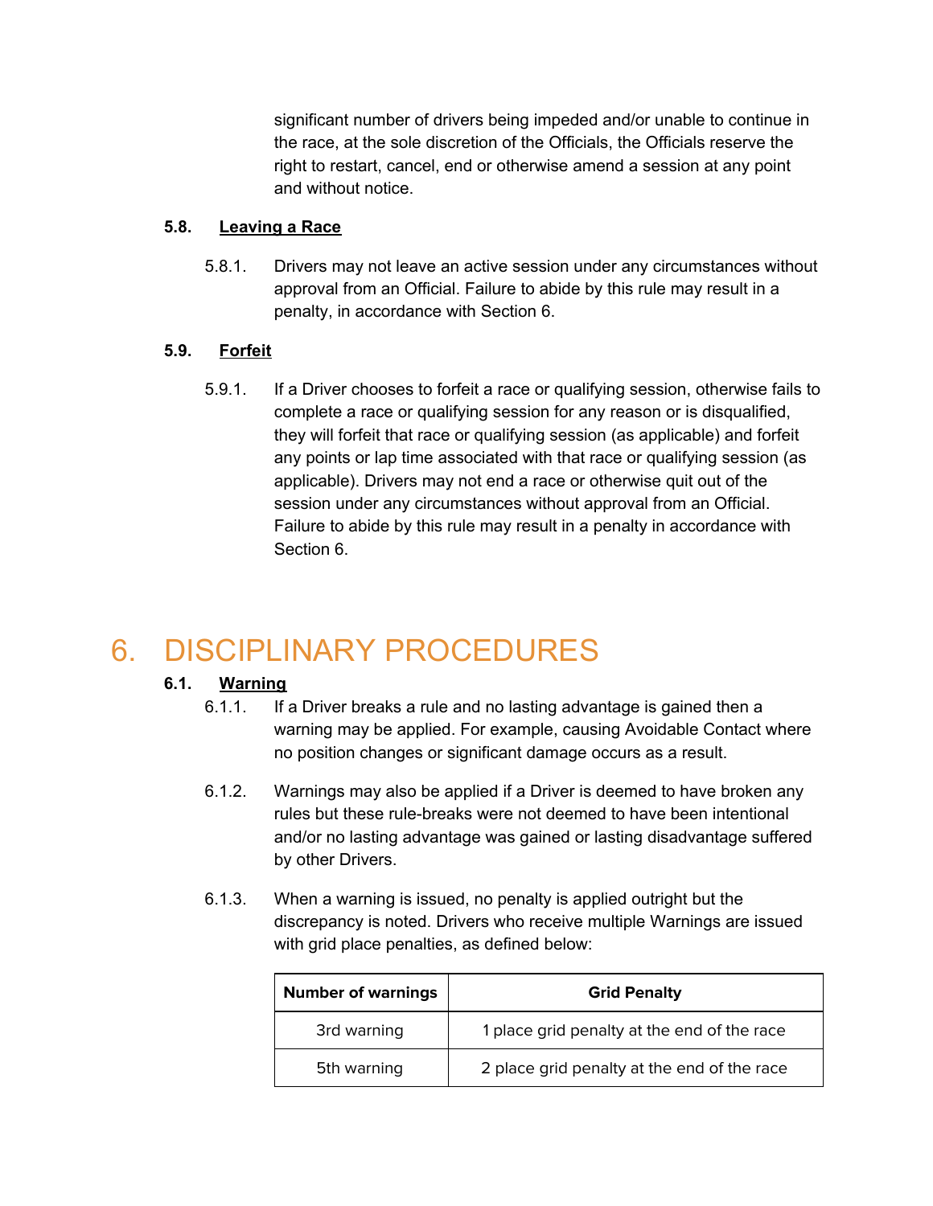significant number of drivers being impeded and/or unable to continue in the race, at the sole discretion of the Officials, the Officials reserve the right to restart, cancel, end or otherwise amend a session at any point and without notice.

### 5.8. Leaving a Race

5.8.1. Drivers may not leave an active session under any circumstances without approval from an Official. Failure to abide by this rule may result in a penalty, in accordance with Section 6.

### 5.9. Forfeit

5.9.1. If a Driver chooses to forfeit a race or qualifying session, otherwise fails to complete a race or qualifying session for any reason or is disqualified, they will forfeit that race or qualifying session (as applicable) and forfeit any points or lap time associated with that race or qualifying session (as applicable). Drivers may not end a race or otherwise quit out of the session under any circumstances without approval from an Official. Failure to abide by this rule may result in a penalty in accordance with Section 6.

# 6. DISCIPLINARY PROCEDURES

### 6.1. Warning

6.1.1. If a Driver breaks a rule and no lasting advantage is gained then a warning may be applied. For example, causing Avoidable Contact where no position changes or significant damage occurs as a result.

6.1.2. Warnings may also be applied if a Driver is deemed to have broken any rules but these rule-breaks were not deemed to have been intentional and/or no lasting advantage was gained or lasting disadvantage suffered by other Drivers.

6.1.3. When a warning is issued, no penalty is applied outright but the discrepancy is noted. Drivers who receive multiple Warnings are issued with grid place penalties, as defined below:

| Number of warnings | Grid Penalty |
|---|---|
| 3rd warning | 1 place grid penalty at the end of the race |
| 5th warning | 2 place grid penalty at the end of the race |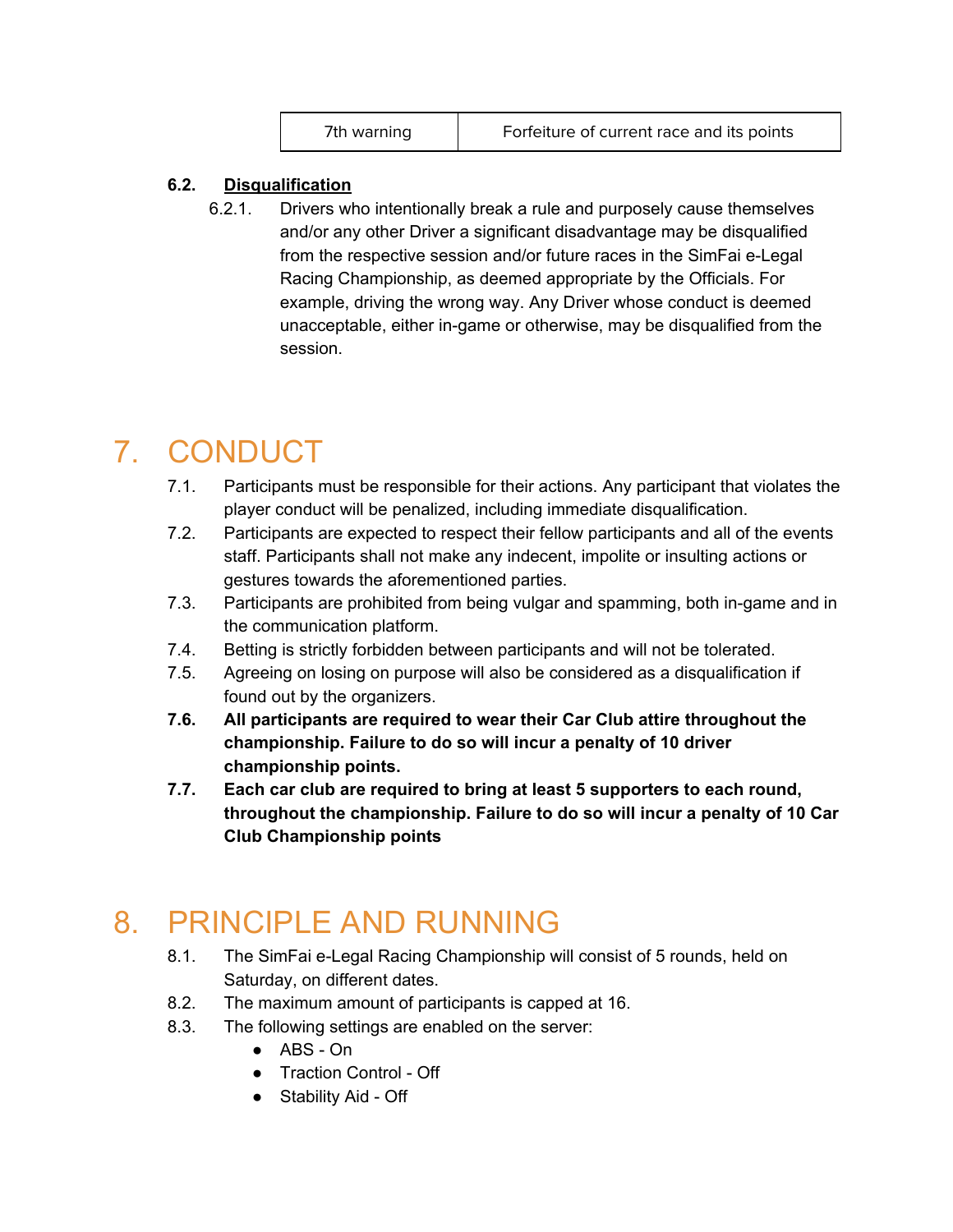| 7th warning | Forfeiture of current race and its points |
|---|---|

### 6.2. Disqualification

6.2.1. Drivers who intentionally break a rule and purposely cause themselves and/or any other Driver a significant disadvantage may be disqualified from the respective session and/or future races in the SimFai e-Legal Racing Championship, as deemed appropriate by the Officials. For example, driving the wrong way. Any Driver whose conduct is deemed unacceptable, either in-game or otherwise, may be disqualified from the session.

# 7. CONDUCT

7.1. Participants must be responsible for their actions. Any participant that violates the player conduct will be penalized, including immediate disqualification.

7.2. Participants are expected to respect their fellow participants and all of the events staff. Participants shall not make any indecent, impolite or insulting actions or gestures towards the aforementioned parties.

7.3. Participants are prohibited from being vulgar and spamming, both in-game and in the communication platform.

7.4. Betting is strictly forbidden between participants and will not be tolerated.

7.5. Agreeing on losing on purpose will also be considered as a disqualification if found out by the organizers.

**7.6. All participants are required to wear their Car Club attire throughout the championship. Failure to do so will incur a penalty of 10 driver championship points.**

**7.7. Each car club are required to bring at least 5 supporters to each round, throughout the championship. Failure to do so will incur a penalty of 10 Car Club Championship points**

# 8. PRINCIPLE AND RUNNING

8.1. The SimFai e-Legal Racing Championship will consist of 5 rounds, held on Saturday, on different dates.

8.2. The maximum amount of participants is capped at 16.

8.3. The following settings are enabled on the server:

- ABS - On
- Traction Control - Off
- Stability Aid - Off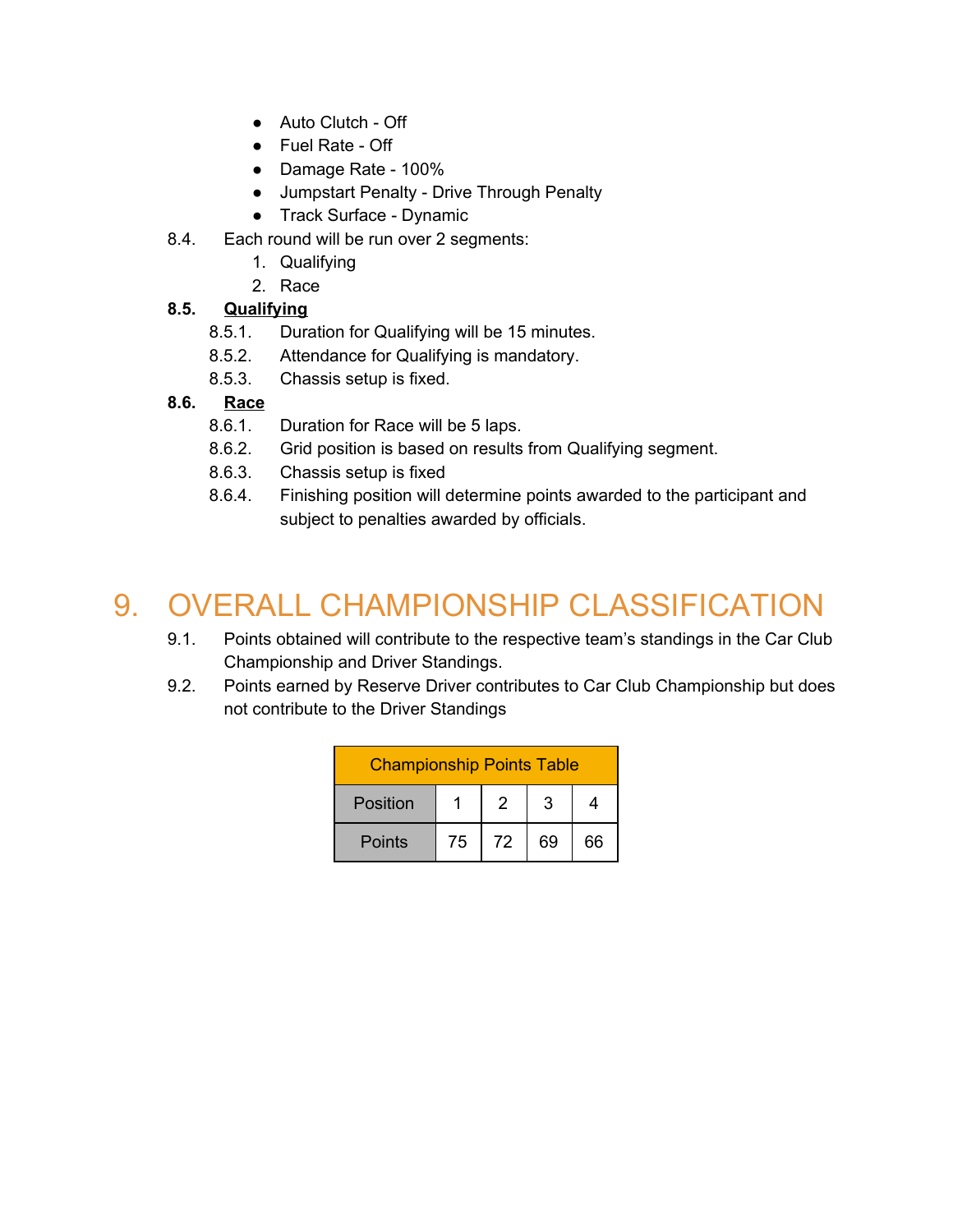- Auto Clutch - Off
- Fuel Rate - Off
- Damage Rate - 100%
- Jumpstart Penalty - Drive Through Penalty
- Track Surface - Dynamic

8.4. Each round will be run over 2 segments:
   1. Qualifying
   2. Race

**8.5. Qualifying**

8.5.1. Duration for Qualifying will be 15 minutes.

8.5.2. Attendance for Qualifying is mandatory.

8.5.3. Chassis setup is fixed.

**8.6. Race**

8.6.1. Duration for Race will be 5 laps.

8.6.2. Grid position is based on results from Qualifying segment.

8.6.3. Chassis setup is fixed

8.6.4. Finishing position will determine points awarded to the participant and subject to penalties awarded by officials.

# 9. OVERALL CHAMPIONSHIP CLASSIFICATION

9.1. Points obtained will contribute to the respective team's standings in the Car Club Championship and Driver Standings.

9.2. Points earned by Reserve Driver contributes to Car Club Championship but does not contribute to the Driver Standings

| Championship Points Table | | | | |
|---|---|---|---|---|
| Position | 1 | 2 | 3 | 4 |
| Points | 75 | 72 | 69 | 66 |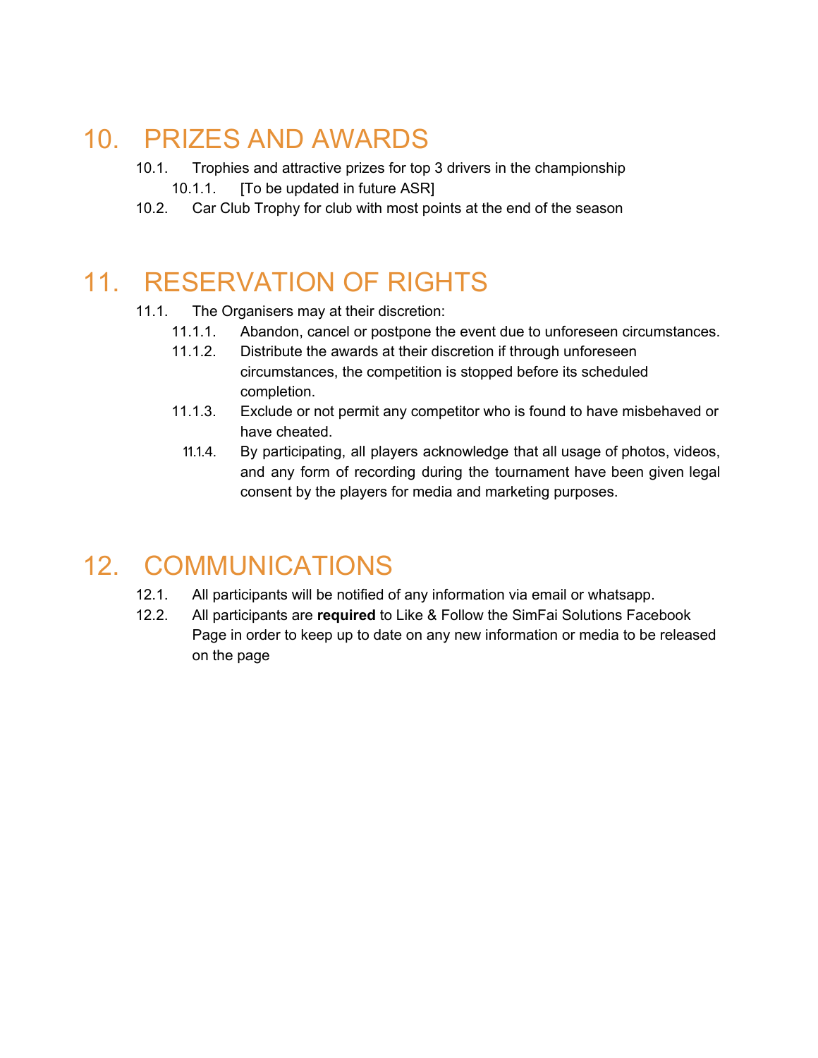# 10. PRIZES AND AWARDS

10.1. Trophies and attractive prizes for top 3 drivers in the championship

10.1.1. [To be updated in future ASR]

10.2. Car Club Trophy for club with most points at the end of the season

# 11. RESERVATION OF RIGHTS

11.1. The Organisers may at their discretion:

11.1.1. Abandon, cancel or postpone the event due to unforeseen circumstances.

11.1.2. Distribute the awards at their discretion if through unforeseen circumstances, the competition is stopped before its scheduled completion.

11.1.3. Exclude or not permit any competitor who is found to have misbehaved or have cheated.

11.1.4. By participating, all players acknowledge that all usage of photos, videos, and any form of recording during the tournament have been given legal consent by the players for media and marketing purposes.

# 12. COMMUNICATIONS

12.1. All participants will be notified of any information via email or whatsapp.

12.2. All participants are **required** to Like & Follow the SimFai Solutions Facebook Page in order to keep up to date on any new information or media to be released on the page